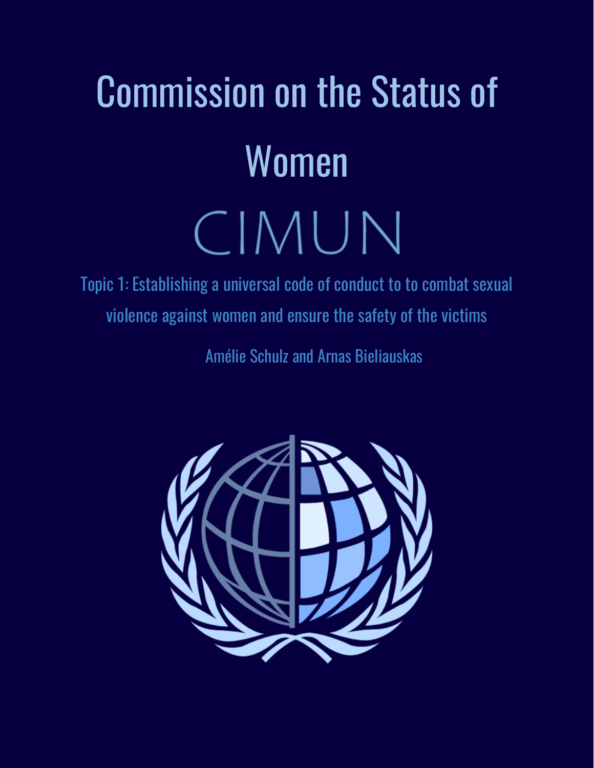# Commission on the Status of Women

## CIMUN

Topic 1: Establishing a universal code of conduct to to combat sexual violence against women and ensure the safety of the victims

Amélie Schulz and Arnas Bieliauskas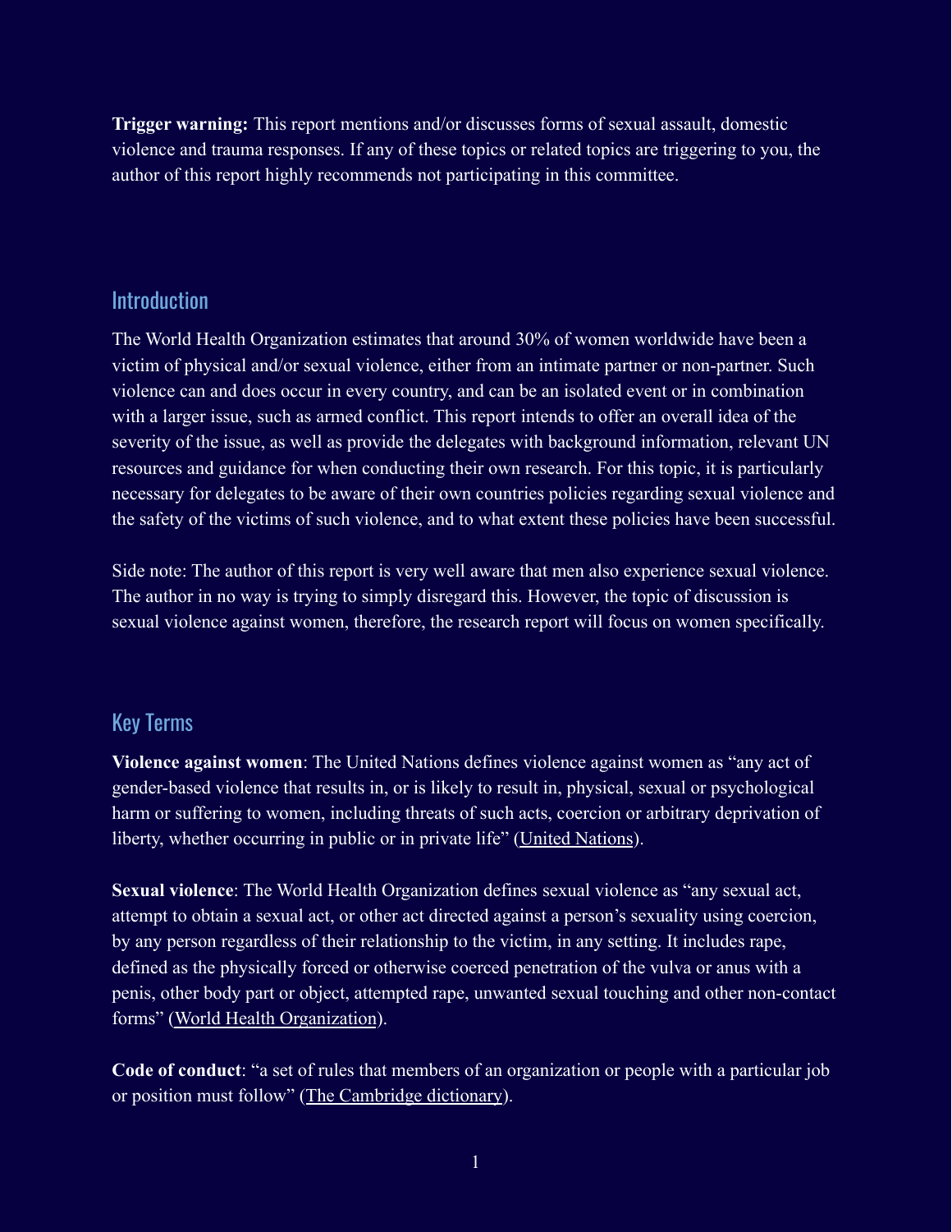**Trigger warning:** This report mentions and/or discusses forms of sexual assault, domestic violence and trauma responses. If any of these topics or related topics are triggering to you, the author of this report highly recommends not participating in this committee.

## Introduction

The World Health Organization estimates that around 30% of women worldwide have been a victim of physical and/or sexual violence, either from an intimate partner or non-partner. Such violence can and does occur in every country, and can be an isolated event or in combination with a larger issue, such as armed conflict. This report intends to offer an overall idea of the severity of the issue, as well as provide the delegates with background information, relevant UN resources and guidance for when conducting their own research. For this topic, it is particularly necessary for delegates to be aware of their own countries policies regarding sexual violence and the safety of the victims of such violence, and to what extent these policies have been successful.

Side note: The author of this report is very well aware that men also experience sexual violence. The author in no way is trying to simply disregard this. However, the topic of discussion is sexual violence against women, therefore, the research report will focus on women specifically.

## Key Terms

**Violence against women**: The United Nations defines violence against women as "any act of gender-based violence that results in, or is likely to result in, physical, sexual or psychological harm or suffering to women, including threats of such acts, coercion or arbitrary deprivation of liberty, whether occurring in public or in private life" (United Nations).

**Sexual violence**: The World Health Organization defines sexual violence as "any sexual act, attempt to obtain a sexual act, or other act directed against a person's sexuality using coercion, by any person regardless of their relationship to the victim, in any setting. It includes rape, defined as the physically forced or otherwise coerced penetration of the vulva or anus with a penis, other body part or object, attempted rape, unwanted sexual touching and other non-contact forms" (World Health Organization).

**Code of conduct**: "a set of rules that members of an organization or people with a particular job or position must follow" (The Cambridge dictionary).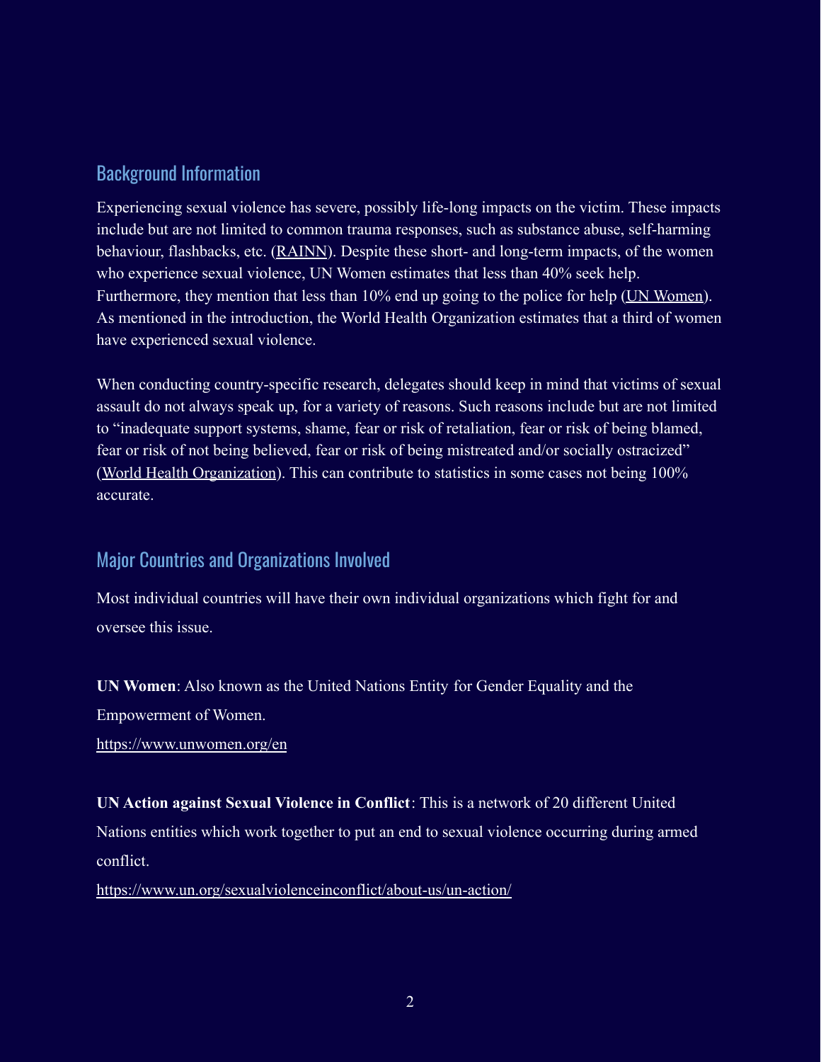## Background Information

Experiencing sexual violence has severe, possibly life-long impacts on the victim. These impacts include but are not limited to common trauma responses, such as substance abuse, self-harming behaviour, flashbacks, etc. (RAINN). Despite these short- and long-term impacts, of the women who experience sexual violence, UN Women estimates that less than 40% seek help. Furthermore, they mention that less than 10% end up going to the police for help (UN Women). As mentioned in the introduction, the World Health Organization estimates that a third of women have experienced sexual violence.

When conducting country-specific research, delegates should keep in mind that victims of sexual assault do not always speak up, for a variety of reasons. Such reasons include but are not limited to "inadequate support systems, shame, fear or risk of retaliation, fear or risk of being blamed, fear or risk of not being believed, fear or risk of being mistreated and/or socially ostracized" (World Health Organization). This can contribute to statistics in some cases not being 100% accurate.

## Major Countries and Organizations Involved

Most individual countries will have their own individual organizations which fight for and oversee this issue.

**UN Women**: Also known as the United Nations Entity for Gender Equality and the Empowerment of Women.
https://www.unwomen.org/en

**UN Action against Sexual Violence in Conflict**: This is a network of 20 different United Nations entities which work together to put an end to sexual violence occurring during armed conflict.
https://www.un.org/sexualviolenceinconflict/about-us/un-action/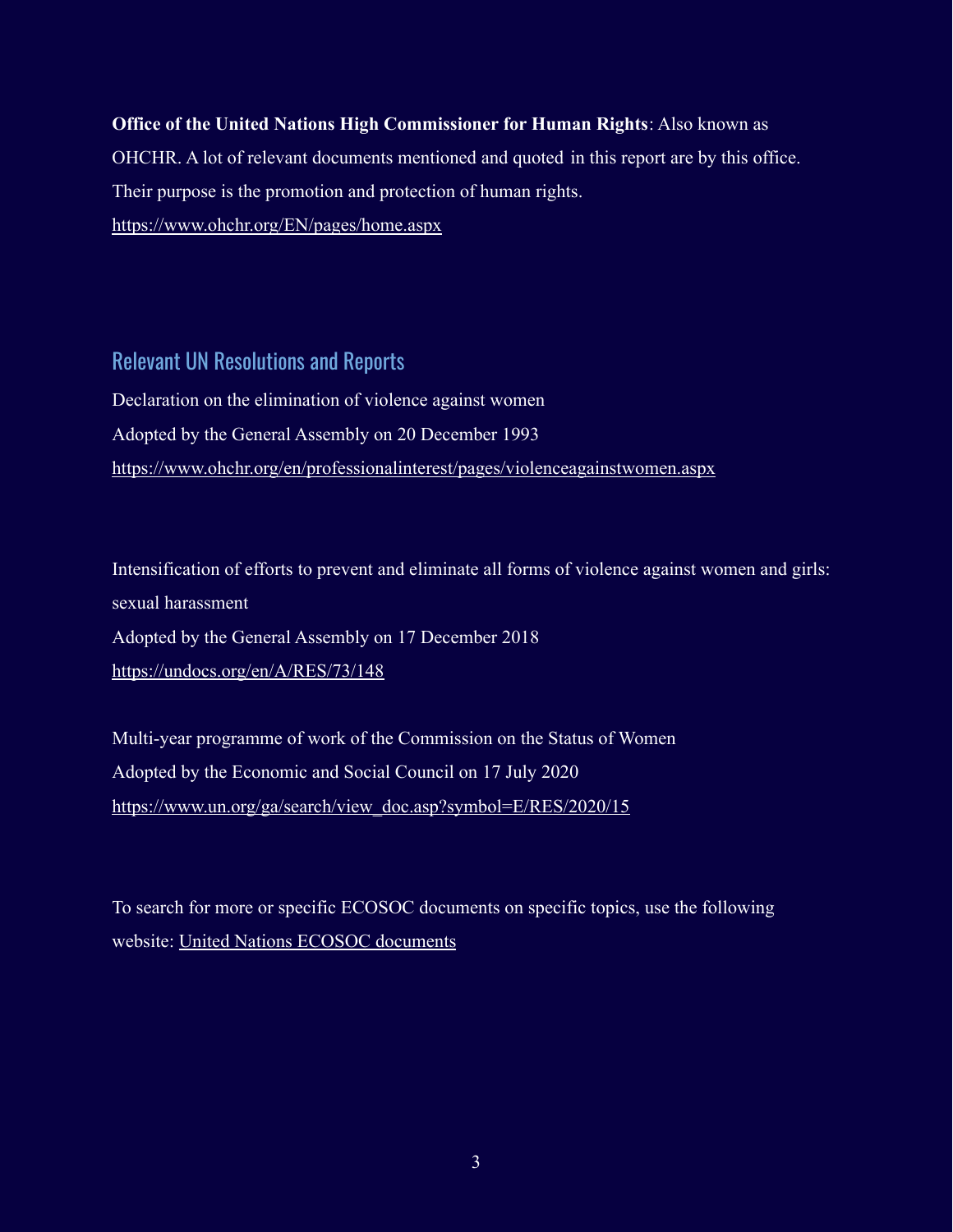**Office of the United Nations High Commissioner for Human Rights**: Also known as OHCHR. A lot of relevant documents mentioned and quoted in this report are by this office. Their purpose is the promotion and protection of human rights.
https://www.ohchr.org/EN/pages/home.aspx

## Relevant UN Resolutions and Reports

Declaration on the elimination of violence against women
Adopted by the General Assembly on 20 December 1993
https://www.ohchr.org/en/professionalinterest/pages/violenceagainstwomen.aspx

Intensification of efforts to prevent and eliminate all forms of violence against women and girls: sexual harassment
Adopted by the General Assembly on 17 December 2018
https://undocs.org/en/A/RES/73/148

Multi-year programme of work of the Commission on the Status of Women
Adopted by the Economic and Social Council on 17 July 2020
https://www.un.org/ga/search/view_doc.asp?symbol=E/RES/2020/15

To search for more or specific ECOSOC documents on specific topics, use the following website: United Nations ECOSOC documents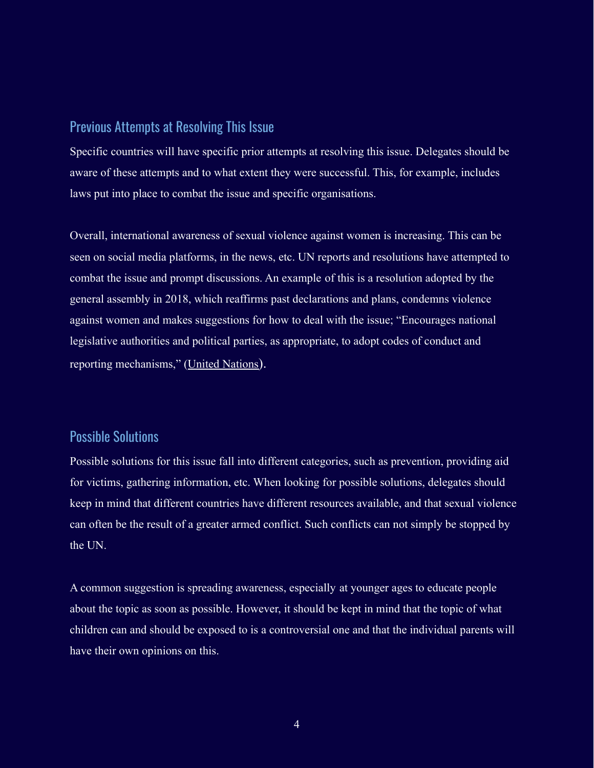## Previous Attempts at Resolving This Issue

Specific countries will have specific prior attempts at resolving this issue. Delegates should be aware of these attempts and to what extent they were successful. This, for example, includes laws put into place to combat the issue and specific organisations.

Overall, international awareness of sexual violence against women is increasing. This can be seen on social media platforms, in the news, etc. UN reports and resolutions have attempted to combat the issue and prompt discussions. An example of this is a resolution adopted by the general assembly in 2018, which reaffirms past declarations and plans, condemns violence against women and makes suggestions for how to deal with the issue; "Encourages national legislative authorities and political parties, as appropriate, to adopt codes of conduct and reporting mechanisms," (United Nations).

## Possible Solutions

Possible solutions for this issue fall into different categories, such as prevention, providing aid for victims, gathering information, etc. When looking for possible solutions, delegates should keep in mind that different countries have different resources available, and that sexual violence can often be the result of a greater armed conflict. Such conflicts can not simply be stopped by the UN.

A common suggestion is spreading awareness, especially at younger ages to educate people about the topic as soon as possible. However, it should be kept in mind that the topic of what children can and should be exposed to is a controversial one and that the individual parents will have their own opinions on this.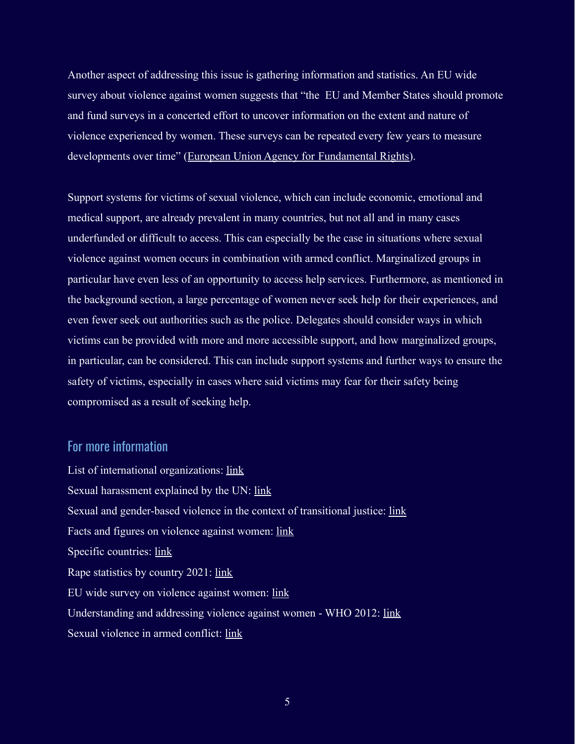Another aspect of addressing this issue is gathering information and statistics. An EU wide survey about violence against women suggests that "the EU and Member States should promote and fund surveys in a concerted effort to uncover information on the extent and nature of violence experienced by women. These surveys can be repeated every few years to measure developments over time" (European Union Agency for Fundamental Rights).

Support systems for victims of sexual violence, which can include economic, emotional and medical support, are already prevalent in many countries, but not all and in many cases underfunded or difficult to access. This can especially be the case in situations where sexual violence against women occurs in combination with armed conflict. Marginalized groups in particular have even less of an opportunity to access help services. Furthermore, as mentioned in the background section, a large percentage of women never seek help for their experiences, and even fewer seek out authorities such as the police. Delegates should consider ways in which victims can be provided with more and more accessible support, and how marginalized groups, in particular, can be considered. This can include support systems and further ways to ensure the safety of victims, especially in cases where said victims may fear for their safety being compromised as a result of seeking help.

## For more information

List of international organizations: link
Sexual harassment explained by the UN: link
Sexual and gender-based violence in the context of transitional justice: link
Facts and figures on violence against women: link
Specific countries: link
Rape statistics by country 2021: link
EU wide survey on violence against women: link
Understanding and addressing violence against women - WHO 2012: link
Sexual violence in armed conflict: link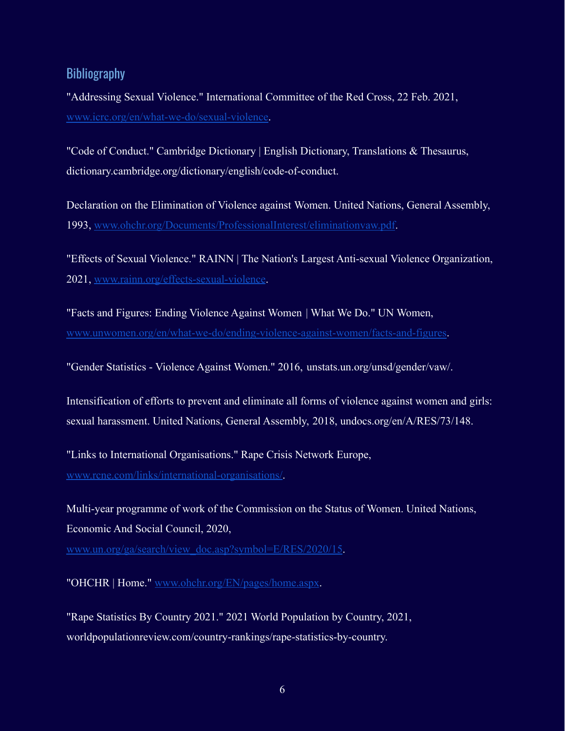## Bibliography

"Addressing Sexual Violence." International Committee of the Red Cross, 22 Feb. 2021, www.icrc.org/en/what-we-do/sexual-violence.

"Code of Conduct." Cambridge Dictionary | English Dictionary, Translations & Thesaurus, dictionary.cambridge.org/dictionary/english/code-of-conduct.

Declaration on the Elimination of Violence against Women. United Nations, General Assembly, 1993, www.ohchr.org/Documents/ProfessionalInterest/eliminationvaw.pdf.

"Effects of Sexual Violence." RAINN | The Nation's Largest Anti-sexual Violence Organization, 2021, www.rainn.org/effects-sexual-violence.

"Facts and Figures: Ending Violence Against Women | What We Do." UN Women, www.unwomen.org/en/what-we-do/ending-violence-against-women/facts-and-figures.

"Gender Statistics - Violence Against Women." 2016, unstats.un.org/unsd/gender/vaw/.

Intensification of efforts to prevent and eliminate all forms of violence against women and girls: sexual harassment. United Nations, General Assembly, 2018, undocs.org/en/A/RES/73/148.

"Links to International Organisations." Rape Crisis Network Europe, www.rcne.com/links/international-organisations/.

Multi-year programme of work of the Commission on the Status of Women. United Nations, Economic And Social Council, 2020, www.un.org/ga/search/view_doc.asp?symbol=E/RES/2020/15.

"OHCHR | Home." www.ohchr.org/EN/pages/home.aspx.

"Rape Statistics By Country 2021." 2021 World Population by Country, 2021, worldpopulationreview.com/country-rankings/rape-statistics-by-country.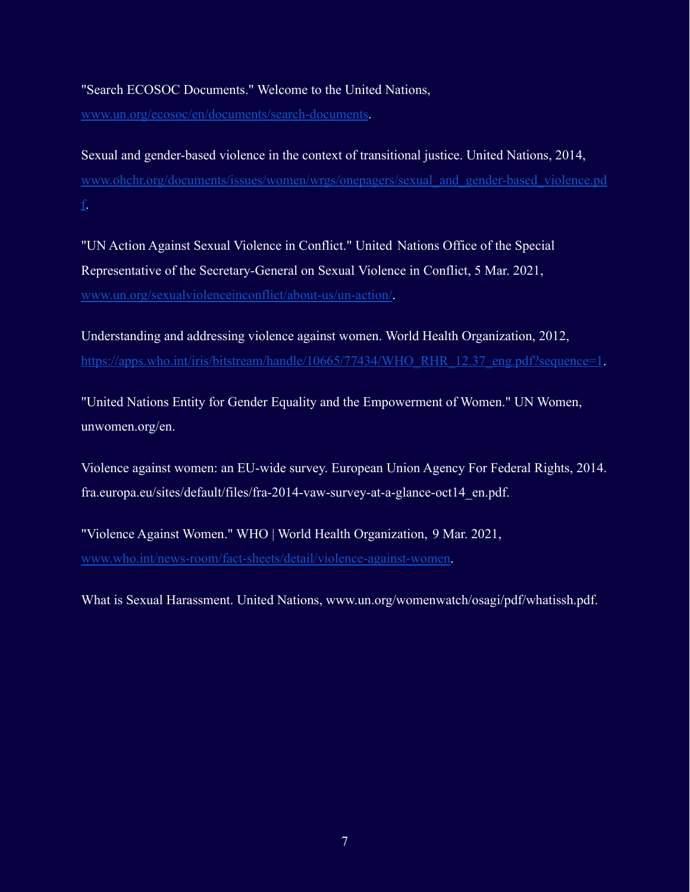"Search ECOSOC Documents." Welcome to the United Nations, www.un.org/ecosoc/en/documents/search-documents.

Sexual and gender-based violence in the context of transitional justice. United Nations, 2014, www.ohchr.org/documents/issues/women/wrgs/onepagers/sexual_and_gender-based_violence.pdf.

"UN Action Against Sexual Violence in Conflict." United Nations Office of the Special Representative of the Secretary-General on Sexual Violence in Conflict, 5 Mar. 2021, www.un.org/sexualviolenceinconflict/about-us/un-action/.

Understanding and addressing violence against women. World Health Organization, 2012, https://apps.who.int/iris/bitstream/handle/10665/77434/WHO_RHR_12.37_eng.pdf?sequence=1.

"United Nations Entity for Gender Equality and the Empowerment of Women." UN Women, unwomen.org/en.

Violence against women: an EU-wide survey. European Union Agency For Federal Rights, 2014. fra.europa.eu/sites/default/files/fra-2014-vaw-survey-at-a-glance-oct14_en.pdf.

"Violence Against Women." WHO | World Health Organization, 9 Mar. 2021, www.who.int/news-room/fact-sheets/detail/violence-against-women.

What is Sexual Harassment. United Nations, www.un.org/womenwatch/osagi/pdf/whatissh.pdf.